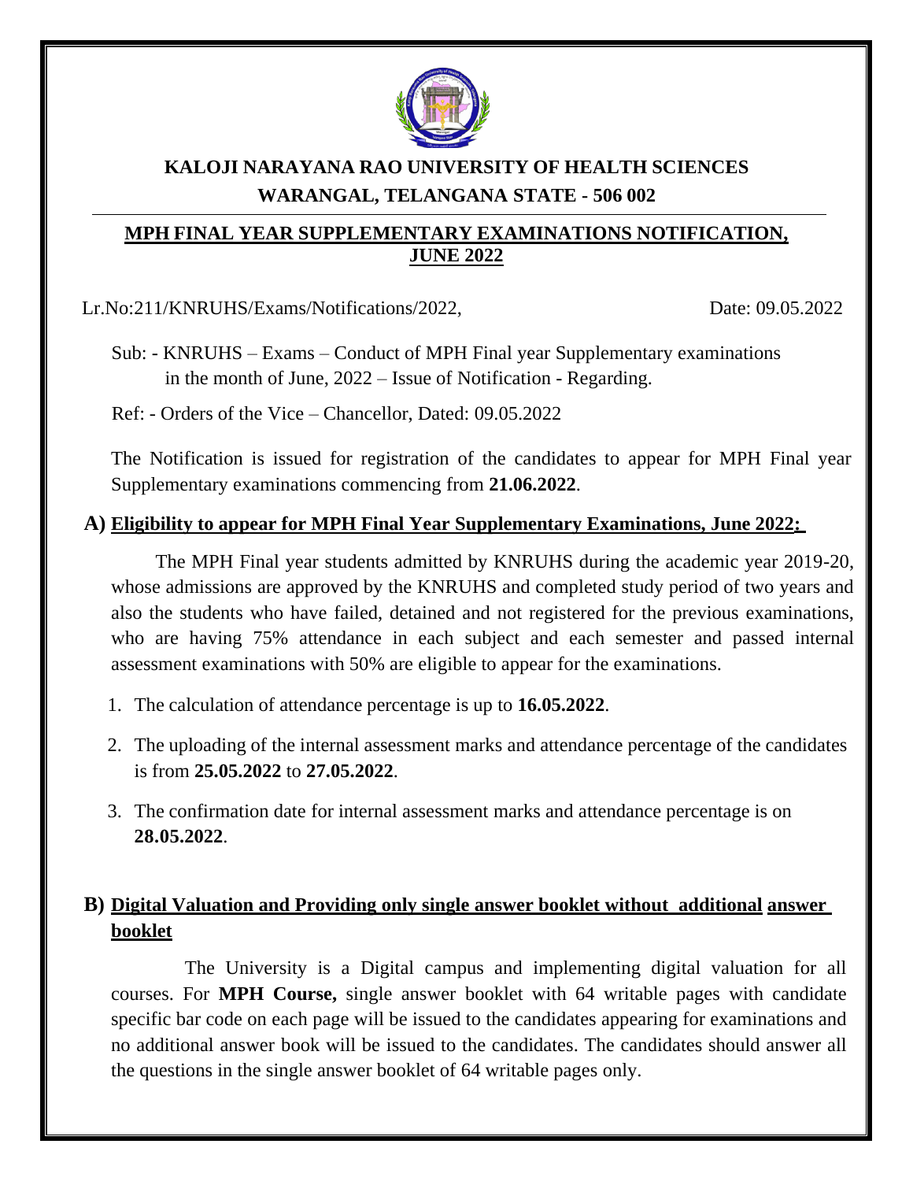# KALOJI NARAYANA RAO UNIVERSITY OF HEALTH SCIENCES
## WARANGAL, TELANGANA STATE - 506 002

**MPH FINAL YEAR SUPPLEMENTARY EXAMINATIONS NOTIFICATION, JUNE 2022**

Lr.No:211/KNRUHS/Exams/Notifications/2022, Date: 09.05.2022

Sub: - KNRUHS – Exams – Conduct of MPH Final year Supplementary examinations in the month of June, 2022 – Issue of Notification - Regarding.

Ref: - Orders of the Vice – Chancellor, Dated: 09.05.2022

The Notification is issued for registration of the candidates to appear for MPH Final year Supplementary examinations commencing from **21.06.2022**.

### A) Eligibility to appear for MPH Final Year Supplementary Examinations, June 2022:

The MPH Final year students admitted by KNRUHS during the academic year 2019-20, whose admissions are approved by the KNRUHS and completed study period of two years and also the students who have failed, detained and not registered for the previous examinations, who are having 75% attendance in each subject and each semester and passed internal assessment examinations with 50% are eligible to appear for the examinations.

1. The calculation of attendance percentage is up to **16.05.2022**.
2. The uploading of the internal assessment marks and attendance percentage of the candidates is from **25.05.2022** to **27.05.2022**.
3. The confirmation date for internal assessment marks and attendance percentage is on **28.05.2022**.

### B) Digital Valuation and Providing only single answer booklet without additional answer booklet

The University is a Digital campus and implementing digital valuation for all courses. For **MPH Course,** single answer booklet with 64 writable pages with candidate specific bar code on each page will be issued to the candidates appearing for examinations and no additional answer book will be issued to the candidates. The candidates should answer all the questions in the single answer booklet of 64 writable pages only.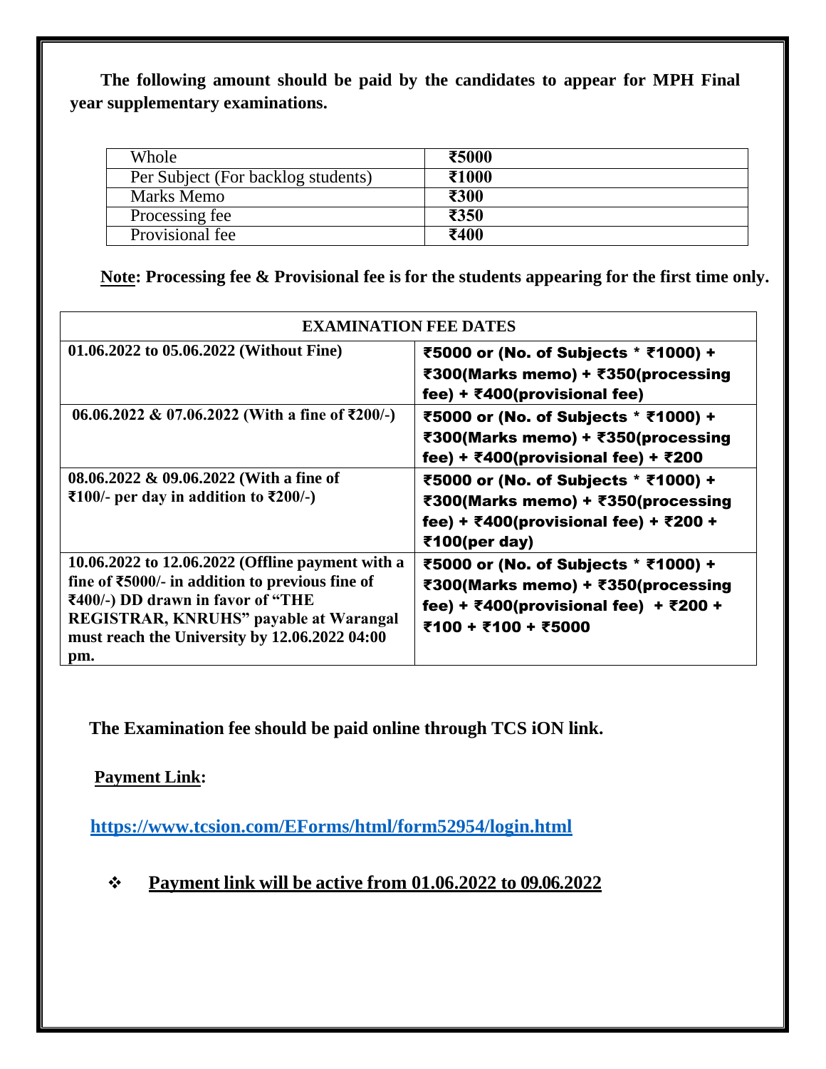**The following amount should be paid by the candidates to appear for MPH Final year supplementary examinations.**

| Whole | **₹5000** |
|---|---|
| Per Subject (For backlog students) | **₹1000** |
| Marks Memo | **₹300** |
| Processing fee | **₹350** |
| Provisional fee | **₹400** |

**Note: Processing fee & Provisional fee is for the students appearing for the first time only.**

| **EXAMINATION FEE DATES** | |
|---|---|
| **01.06.2022 to 05.06.2022 (Without Fine)** | **₹5000 or (No. of Subjects * ₹1000) + ₹300(Marks memo) + ₹350(processing fee) + ₹400(provisional fee)** |
| **06.06.2022 & 07.06.2022 (With a fine of ₹200/-)** | **₹5000 or (No. of Subjects * ₹1000) + ₹300(Marks memo) + ₹350(processing fee) + ₹400(provisional fee) + ₹200** |
| **08.06.2022 & 09.06.2022 (With a fine of ₹100/- per day in addition to ₹200/-)** | **₹5000 or (No. of Subjects * ₹1000) + ₹300(Marks memo) + ₹350(processing fee) + ₹400(provisional fee) + ₹200 + ₹100(per day)** |
| **10.06.2022 to 12.06.2022 (Offline payment with a fine of ₹5000/- in addition to previous fine of ₹400/-) DD drawn in favor of "THE REGISTRAR, KNRUHS" payable at Warangal must reach the University by 12.06.2022 04:00 pm.** | **₹5000 or (No. of Subjects * ₹1000) + ₹300(Marks memo) + ₹350(processing fee) + ₹400(provisional fee) + ₹200 + ₹100 + ₹100 + ₹5000** |

**The Examination fee should be paid online through TCS iON link.**

**Payment Link:**

**https://www.tcsion.com/EForms/html/form52954/login.html**

- **Payment link will be active from 01.06.2022 to 09.06.2022**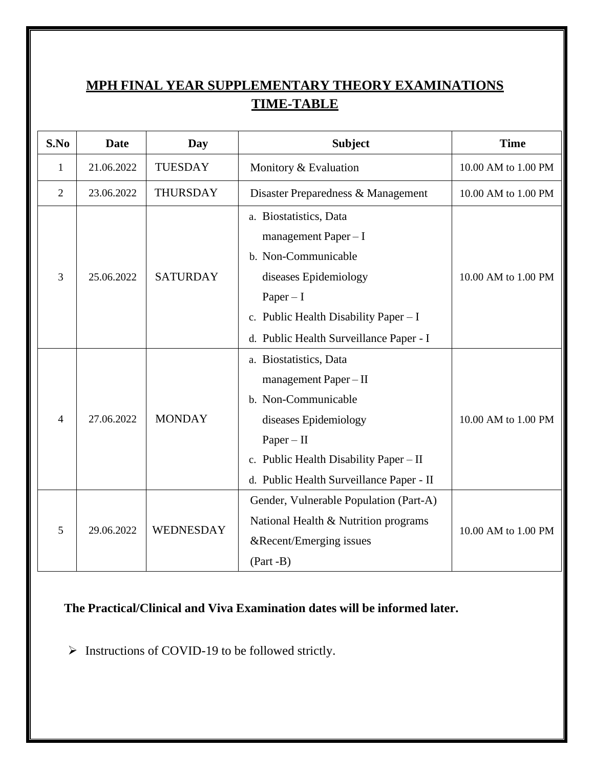## MPH FINAL YEAR SUPPLEMENTARY THEORY EXAMINATIONS TIME-TABLE

| S.No | Date | Day | Subject | Time |
|---|---|---|---|---|
| 1 | 21.06.2022 | TUESDAY | Monitory & Evaluation | 10.00 AM to 1.00 PM |
| 2 | 23.06.2022 | THURSDAY | Disaster Preparedness & Management | 10.00 AM to 1.00 PM |
| 3 | 25.06.2022 | SATURDAY | a. Biostatistics, Data management Paper – I<br>b. Non-Communicable diseases Epidemiology Paper – I<br>c. Public Health Disability Paper – I<br>d. Public Health Surveillance Paper - I | 10.00 AM to 1.00 PM |
| 4 | 27.06.2022 | MONDAY | a. Biostatistics, Data management Paper – II<br>b. Non-Communicable diseases Epidemiology Paper – II<br>c. Public Health Disability Paper – II<br>d. Public Health Surveillance Paper - II | 10.00 AM to 1.00 PM |
| 5 | 29.06.2022 | WEDNESDAY | Gender, Vulnerable Population (Part-A)<br>National Health & Nutrition programs &Recent/Emerging issues (Part -B) | 10.00 AM to 1.00 PM |

**The Practical/Clinical and Viva Examination dates will be informed later.**

- Instructions of COVID-19 to be followed strictly.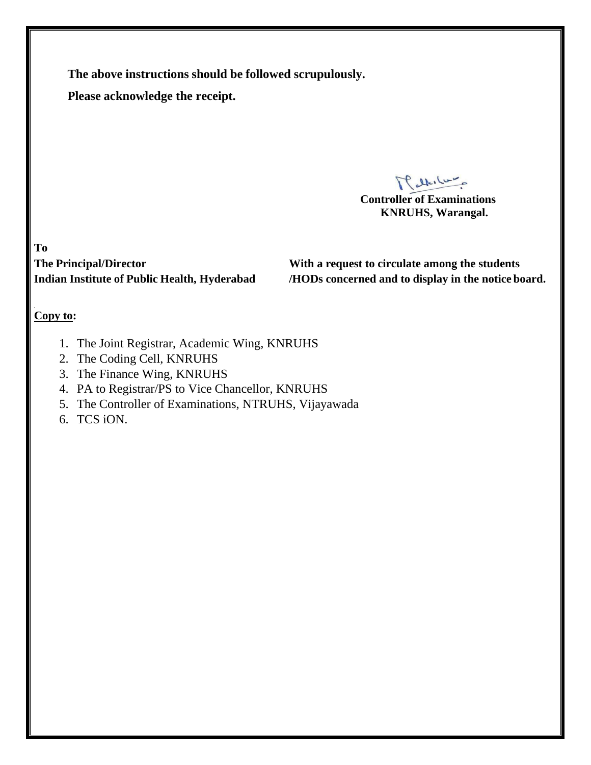**The above instructions should be followed scrupulously.**

**Please acknowledge the receipt.**

**Controller of Examinations**
**KNRUHS, Warangal.**

**To**
**The Principal/Director**
**Indian Institute of Public Health, Hyderabad**

**With a request to circulate among the students /HODs concerned and to display in the notice board.**

**Copy to:**

1. The Joint Registrar, Academic Wing, KNRUHS
2. The Coding Cell, KNRUHS
3. The Finance Wing, KNRUHS
4. PA to Registrar/PS to Vice Chancellor, KNRUHS
5. The Controller of Examinations, NTRUHS, Vijayawada
6. TCS iON.